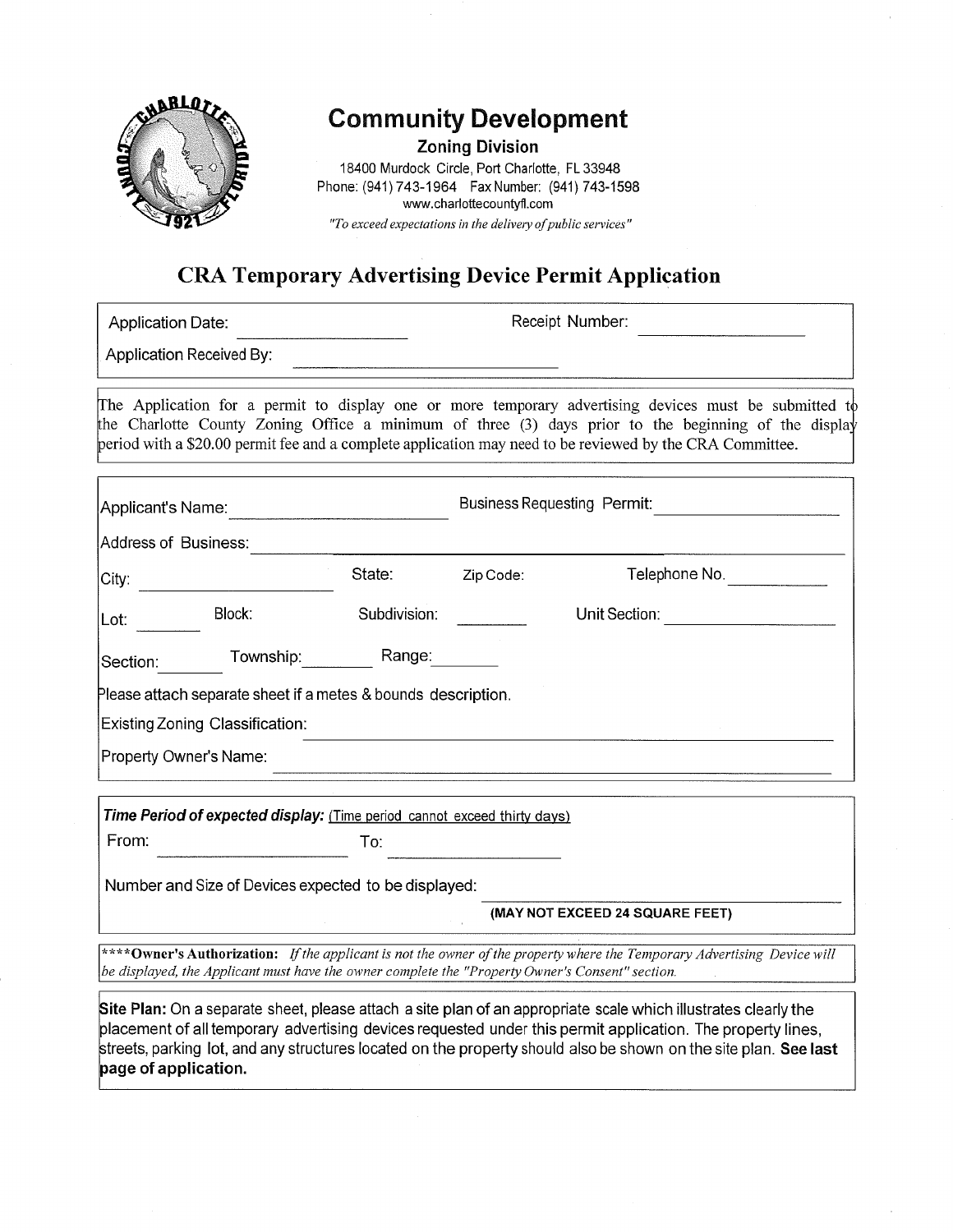# Community Development

**Zoning Division**

18400 Murdock Circle, Port Charlotte, FL 33948
Phone: (941) 743-1964 Fax Number: (941) 743-1598
www.charlottecountyfl.com

*"To exceed expectations in the delivery of public services"*

## CRA Temporary Advertising Device Permit Application

Application Date: ____________________ Receipt Number: ____________________

Application Received By: ______________________________

The Application for a permit to display one or more temporary advertising devices must be submitted to the Charlotte County Zoning Office a minimum of three (3) days prior to the beginning of the display period with a $20.00 permit fee and a complete application may need to be reviewed by the CRA Committee.

Applicant's Name: ______________________ Business Requesting Permit: ____________________

Address of Business: ____________________________________________________________

City: ____________________ State: Zip Code: Telephone No. ____________

Lot: ________ Block: Subdivision: ________ Unit Section: ____________________

Section: ________ Township: ________ Range: ________

Please attach separate sheet if a metes & bounds description.

Existing Zoning Classification: ____________________________________________________________

Property Owner's Name: ____________________________________________________________

***Time Period of expected display:*** Time period cannot exceed thirty days)

From: ____________________ To: ____________________

Number and Size of Devices expected to be displayed: ______________________________

**(MAY NOT EXCEED 24 SQUARE FEET)**

****__Owner's Authorization:__** *If the applicant is not the owner of the property where the Temporary Advertising Device will be displayed, the Applicant must have the owner complete the "Property Owner's Consent" section.*

**Site Plan:** On a separate sheet, please attach a site plan of an appropriate scale which illustrates clearly the placement of all temporary advertising devices requested under this permit application. The property lines, streets, parking lot, and any structures located on the property should also be shown on the site plan. **See last page of application.**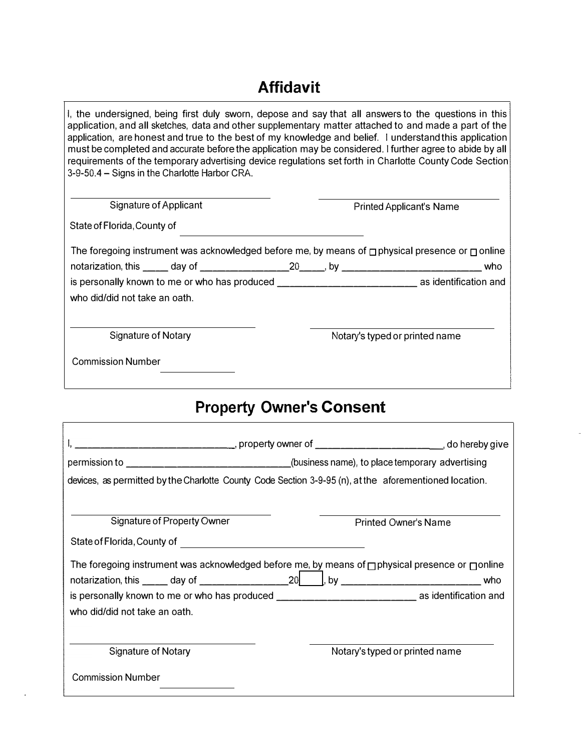# Affidavit

I, the undersigned, being first duly sworn, depose and say that all answers to the questions in this application, and all sketches, data and other supplementary matter attached to and made a part of the application, are honest and true to the best of my knowledge and belief. I understand this application must be completed and accurate before the application may be considered. I further agree to abide by all requirements of the temporary advertising device regulations set forth in Charlotte County Code Section 3-9-50.4 – Signs in the Charlotte Harbor CRA.

______________________________ Signature of Applicant

______________________________ Printed Applicant's Name

State of Florida, County of ______________________________

The foregoing instrument was acknowledged before me, by means of ☐ physical presence or ☐ online notarization, this _____ day of ________________ 20_____, by _________________________ who is personally known to me or who has produced _________________________ as identification and who did/did not take an oath.

______________________________ Signature of Notary

______________________________ Notary's typed or printed name

Commission Number ______________

# Property Owner's Consent

I, ______________________________, property owner of ______________________, do hereby give permission to ______________________________(business name), to place temporary advertising devices, as permitted by the Charlotte County Code Section 3-9-95 (n), at the aforementioned location.

______________________________ Signature of Property Owner

______________________________ Printed Owner's Name

State of Florida, County of ______________________________

The foregoing instrument was acknowledged before me, by means of ☐ physical presence or ☐ online notarization, this _____ day of ________________ 20_____, by _________________________ who is personally known to me or who has produced _________________________ as identification and who did/did not take an oath.

______________________________ Signature of Notary

______________________________ Notary's typed or printed name

Commission Number ______________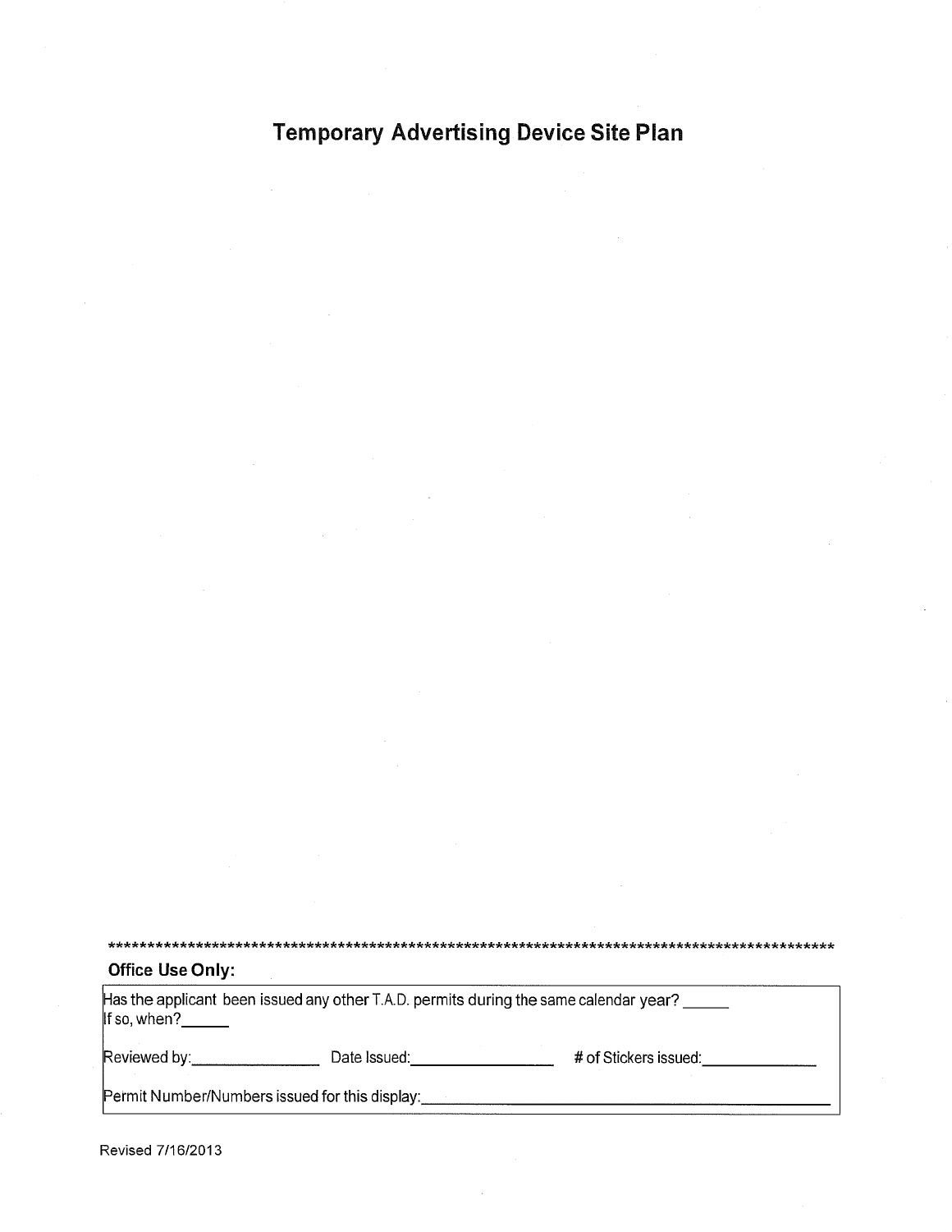# Temporary Advertising Device Site Plan

**************************************************************************************************

**Office Use Only:**

Has the applicant been issued any other T.A.D. permits during the same calendar year? _____
If so, when?_____

Reviewed by:______________ Date Issued:________________ # of Stickers issued:_____________

Permit Number/Numbers issued for this display:________________________________________

Revised 7/16/2013